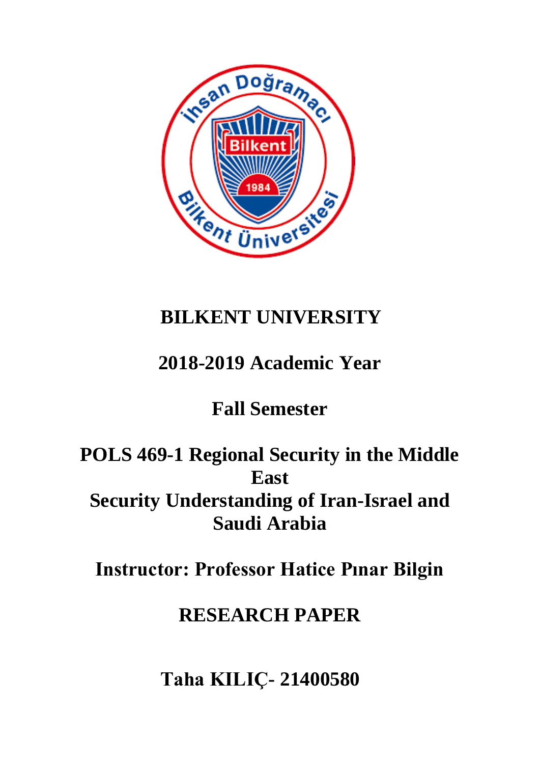# BILKENT UNIVERSITY

## 2018-2019 Academic Year

## Fall Semester

## POLS 469-1 Regional Security in the Middle East
## Security Understanding of Iran-Israel and Saudi Arabia

## Instructor: Professor Hatice Pınar Bilgin

## RESEARCH PAPER

## Taha KILIÇ- 21400580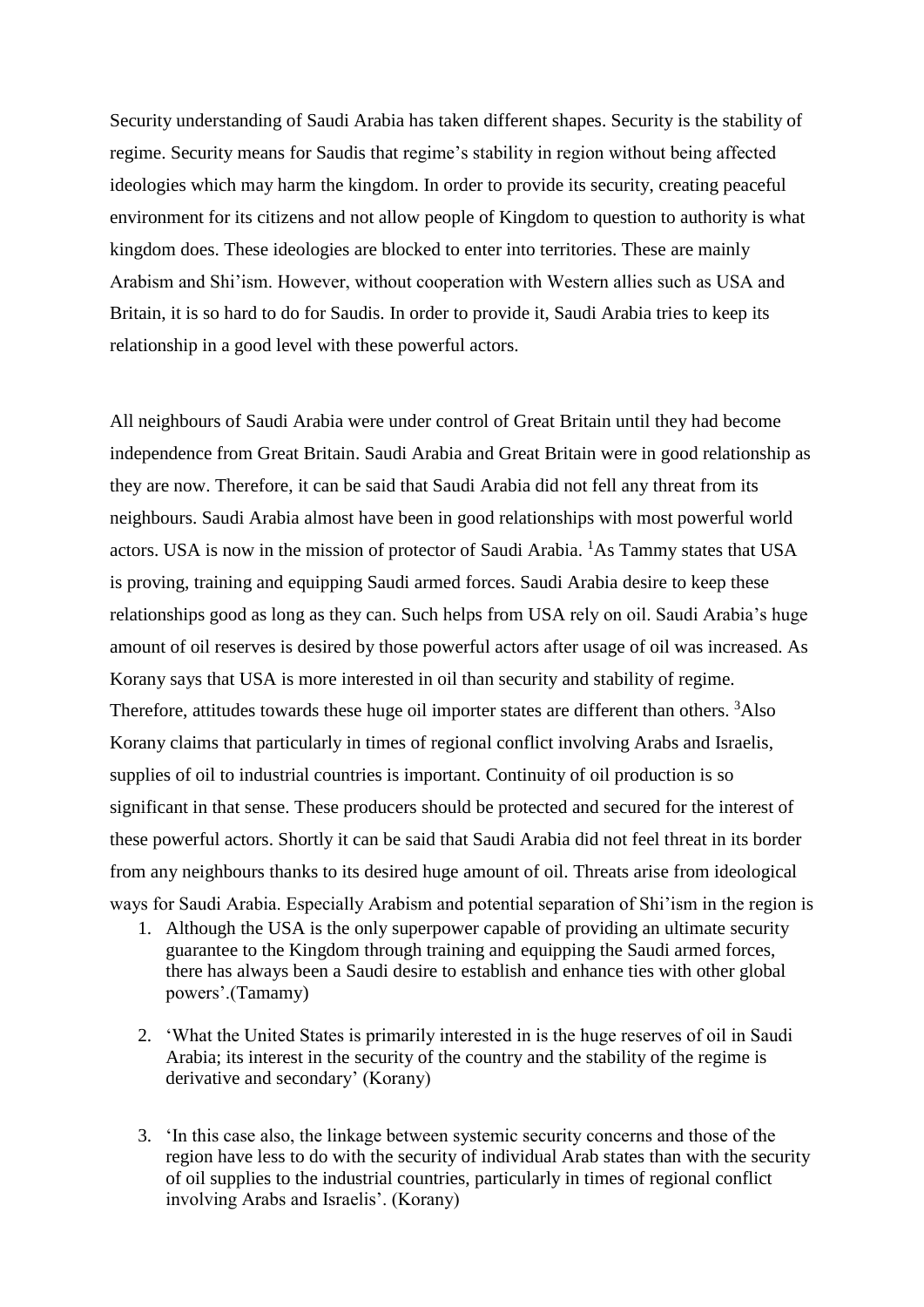Security understanding of Saudi Arabia has taken different shapes. Security is the stability of regime. Security means for Saudis that regime's stability in region without being affected ideologies which may harm the kingdom. In order to provide its security, creating peaceful environment for its citizens and not allow people of Kingdom to question to authority is what kingdom does. These ideologies are blocked to enter into territories. These are mainly Arabism and Shi'ism. However, without cooperation with Western allies such as USA and Britain, it is so hard to do for Saudis. In order to provide it, Saudi Arabia tries to keep its relationship in a good level with these powerful actors.

All neighbours of Saudi Arabia were under control of Great Britain until they had become independence from Great Britain. Saudi Arabia and Great Britain were in good relationship as they are now. Therefore, it can be said that Saudi Arabia did not fell any threat from its neighbours. Saudi Arabia almost have been in good relationships with most powerful world actors. USA is now in the mission of protector of Saudi Arabia. [1]As Tammy states that USA is proving, training and equipping Saudi armed forces. Saudi Arabia desire to keep these relationships good as long as they can. Such helps from USA rely on oil. Saudi Arabia's huge amount of oil reserves is desired by those powerful actors after usage of oil was increased. As Korany says that USA is more interested in oil than security and stability of regime. Therefore, attitudes towards these huge oil importer states are different than others. [3]Also Korany claims that particularly in times of regional conflict involving Arabs and Israelis, supplies of oil to industrial countries is important. Continuity of oil production is so significant in that sense. These producers should be protected and secured for the interest of these powerful actors. Shortly it can be said that Saudi Arabia did not feel threat in its border from any neighbours thanks to its desired huge amount of oil. Threats arise from ideological ways for Saudi Arabia. Especially Arabism and potential separation of Shi'ism in the region is

1. Although the USA is the only superpower capable of providing an ultimate security guarantee to the Kingdom through training and equipping the Saudi armed forces, there has always been a Saudi desire to establish and enhance ties with other global powers'.(Tamamy)

2. 'What the United States is primarily interested in is the huge reserves of oil in Saudi Arabia; its interest in the security of the country and the stability of the regime is derivative and secondary' (Korany)

3. 'In this case also, the linkage between systemic security concerns and those of the region have less to do with the security of individual Arab states than with the security of oil supplies to the industrial countries, particularly in times of regional conflict involving Arabs and Israelis'. (Korany)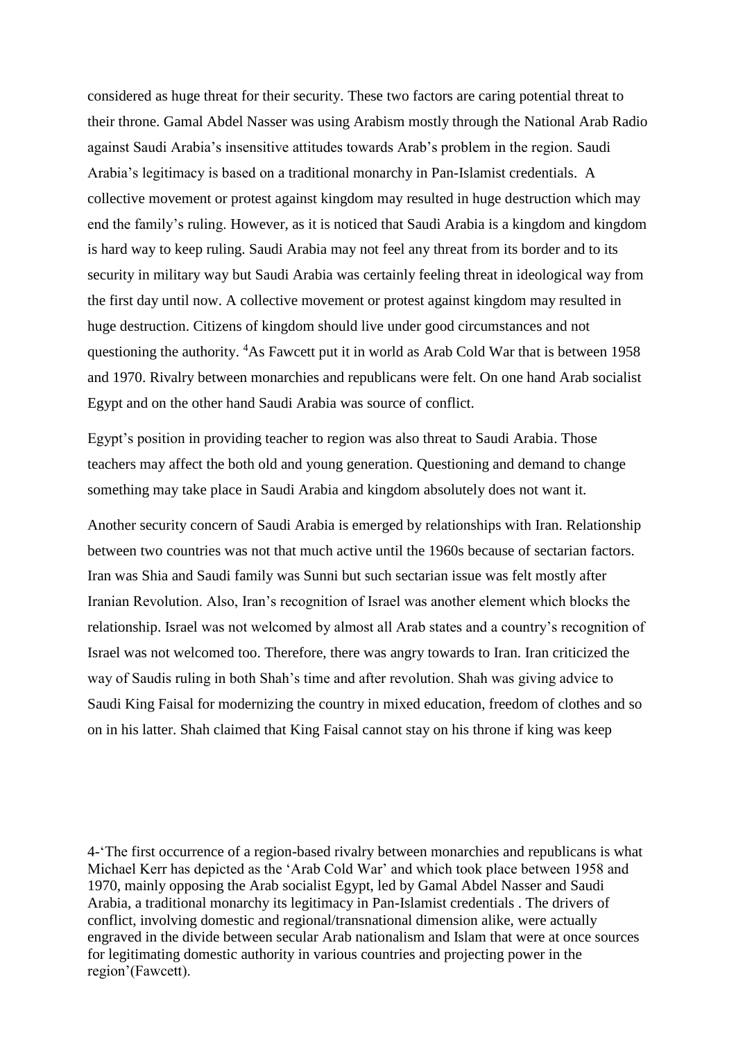considered as huge threat for their security. These two factors are caring potential threat to their throne. Gamal Abdel Nasser was using Arabism mostly through the National Arab Radio against Saudi Arabia's insensitive attitudes towards Arab's problem in the region. Saudi Arabia's legitimacy is based on a traditional monarchy in Pan-Islamist credentials. A collective movement or protest against kingdom may resulted in huge destruction which may end the family's ruling. However, as it is noticed that Saudi Arabia is a kingdom and kingdom is hard way to keep ruling. Saudi Arabia may not feel any threat from its border and to its security in military way but Saudi Arabia was certainly feeling threat in ideological way from the first day until now. A collective movement or protest against kingdom may resulted in huge destruction. Citizens of kingdom should live under good circumstances and not questioning the authority. [4]As Fawcett put it in world as Arab Cold War that is between 1958 and 1970. Rivalry between monarchies and republicans were felt. On one hand Arab socialist Egypt and on the other hand Saudi Arabia was source of conflict.

Egypt's position in providing teacher to region was also threat to Saudi Arabia. Those teachers may affect the both old and young generation. Questioning and demand to change something may take place in Saudi Arabia and kingdom absolutely does not want it.

Another security concern of Saudi Arabia is emerged by relationships with Iran. Relationship between two countries was not that much active until the 1960s because of sectarian factors. Iran was Shia and Saudi family was Sunni but such sectarian issue was felt mostly after Iranian Revolution. Also, Iran's recognition of Israel was another element which blocks the relationship. Israel was not welcomed by almost all Arab states and a country's recognition of Israel was not welcomed too. Therefore, there was angry towards to Iran. Iran criticized the way of Saudis ruling in both Shah's time and after revolution. Shah was giving advice to Saudi King Faisal for modernizing the country in mixed education, freedom of clothes and so on in his latter. Shah claimed that King Faisal cannot stay on his throne if king was keep

4-'The first occurrence of a region-based rivalry between monarchies and republicans is what Michael Kerr has depicted as the 'Arab Cold War' and which took place between 1958 and 1970, mainly opposing the Arab socialist Egypt, led by Gamal Abdel Nasser and Saudi Arabia, a traditional monarchy its legitimacy in Pan-Islamist credentials . The drivers of conflict, involving domestic and regional/transnational dimension alike, were actually engraved in the divide between secular Arab nationalism and Islam that were at once sources for legitimating domestic authority in various countries and projecting power in the region'(Fawcett).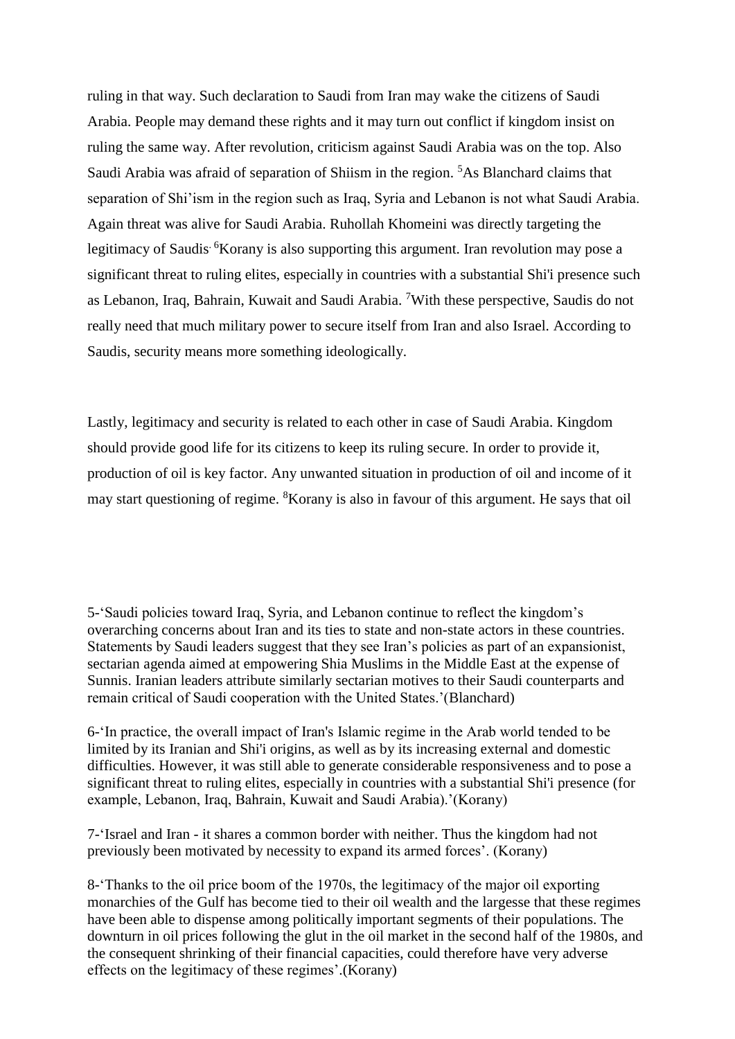ruling in that way. Such declaration to Saudi from Iran may wake the citizens of Saudi Arabia. People may demand these rights and it may turn out conflict if kingdom insist on ruling the same way. After revolution, criticism against Saudi Arabia was on the top. Also Saudi Arabia was afraid of separation of Shiism in the region. [5]As Blanchard claims that separation of Shi'ism in the region such as Iraq, Syria and Lebanon is not what Saudi Arabia. Again threat was alive for Saudi Arabia. Ruhollah Khomeini was directly targeting the legitimacy of Saudis. [6]Korany is also supporting this argument. Iran revolution may pose a significant threat to ruling elites, especially in countries with a substantial Shi'i presence such as Lebanon, Iraq, Bahrain, Kuwait and Saudi Arabia. [7]With these perspective, Saudis do not really need that much military power to secure itself from Iran and also Israel. According to Saudis, security means more something ideologically.

Lastly, legitimacy and security is related to each other in case of Saudi Arabia. Kingdom should provide good life for its citizens to keep its ruling secure. In order to provide it, production of oil is key factor. Any unwanted situation in production of oil and income of it may start questioning of regime. [8]Korany is also in favour of this argument. He says that oil

5-'Saudi policies toward Iraq, Syria, and Lebanon continue to reflect the kingdom's overarching concerns about Iran and its ties to state and non-state actors in these countries. Statements by Saudi leaders suggest that they see Iran's policies as part of an expansionist, sectarian agenda aimed at empowering Shia Muslims in the Middle East at the expense of Sunnis. Iranian leaders attribute similarly sectarian motives to their Saudi counterparts and remain critical of Saudi cooperation with the United States.'(Blanchard)

6-'In practice, the overall impact of Iran's Islamic regime in the Arab world tended to be limited by its Iranian and Shi'i origins, as well as by its increasing external and domestic difficulties. However, it was still able to generate considerable responsiveness and to pose a significant threat to ruling elites, especially in countries with a substantial Shi'i presence (for example, Lebanon, Iraq, Bahrain, Kuwait and Saudi Arabia).'(Korany)

7-'Israel and Iran - it shares a common border with neither. Thus the kingdom had not previously been motivated by necessity to expand its armed forces'. (Korany)

8-'Thanks to the oil price boom of the 1970s, the legitimacy of the major oil exporting monarchies of the Gulf has become tied to their oil wealth and the largesse that these regimes have been able to dispense among politically important segments of their populations. The downturn in oil prices following the glut in the oil market in the second half of the 1980s, and the consequent shrinking of their financial capacities, could therefore have very adverse effects on the legitimacy of these regimes'.(Korany)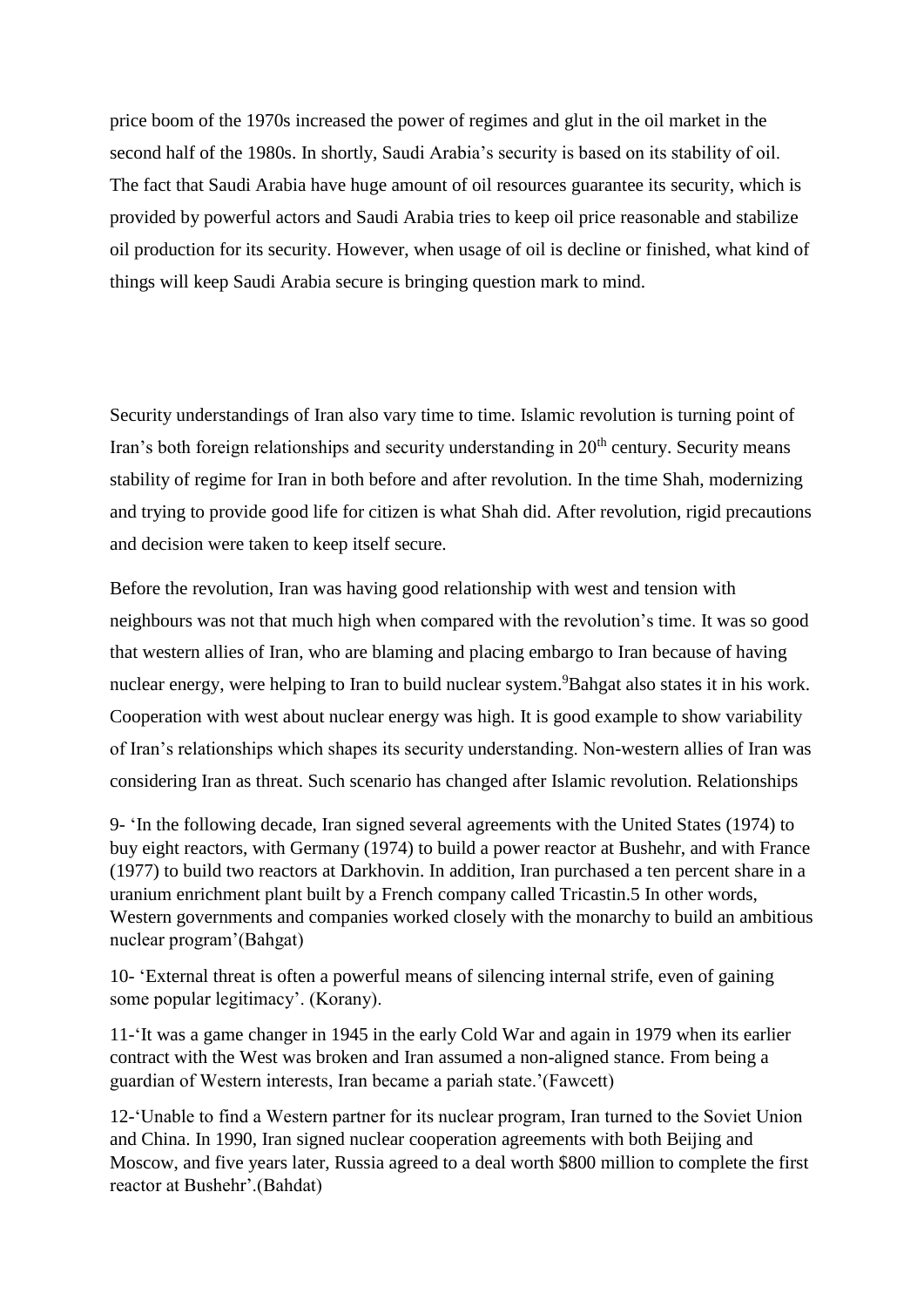price boom of the 1970s increased the power of regimes and glut in the oil market in the second half of the 1980s. In shortly, Saudi Arabia's security is based on its stability of oil. The fact that Saudi Arabia have huge amount of oil resources guarantee its security, which is provided by powerful actors and Saudi Arabia tries to keep oil price reasonable and stabilize oil production for its security. However, when usage of oil is decline or finished, what kind of things will keep Saudi Arabia secure is bringing question mark to mind.

Security understandings of Iran also vary time to time. Islamic revolution is turning point of Iran's both foreign relationships and security understanding in 20th century. Security means stability of regime for Iran in both before and after revolution. In the time Shah, modernizing and trying to provide good life for citizen is what Shah did. After revolution, rigid precautions and decision were taken to keep itself secure.

Before the revolution, Iran was having good relationship with west and tension with neighbours was not that much high when compared with the revolution's time. It was so good that western allies of Iran, who are blaming and placing embargo to Iran because of having nuclear energy, were helping to Iran to build nuclear system.[9]Bahgat also states it in his work. Cooperation with west about nuclear energy was high. It is good example to show variability of Iran's relationships which shapes its security understanding. Non-western allies of Iran was considering Iran as threat. Such scenario has changed after Islamic revolution. Relationships

9- 'In the following decade, Iran signed several agreements with the United States (1974) to buy eight reactors, with Germany (1974) to build a power reactor at Bushehr, and with France (1977) to build two reactors at Darkhovin. In addition, Iran purchased a ten percent share in a uranium enrichment plant built by a French company called Tricastin.5 In other words, Western governments and companies worked closely with the monarchy to build an ambitious nuclear program'(Bahgat)

10- 'External threat is often a powerful means of silencing internal strife, even of gaining some popular legitimacy'. (Korany).

11-'It was a game changer in 1945 in the early Cold War and again in 1979 when its earlier contract with the West was broken and Iran assumed a non-aligned stance. From being a guardian of Western interests, Iran became a pariah state.'(Fawcett)

12-'Unable to find a Western partner for its nuclear program, Iran turned to the Soviet Union and China. In 1990, Iran signed nuclear cooperation agreements with both Beijing and Moscow, and five years later, Russia agreed to a deal worth $800 million to complete the first reactor at Bushehr'.(Bahdat)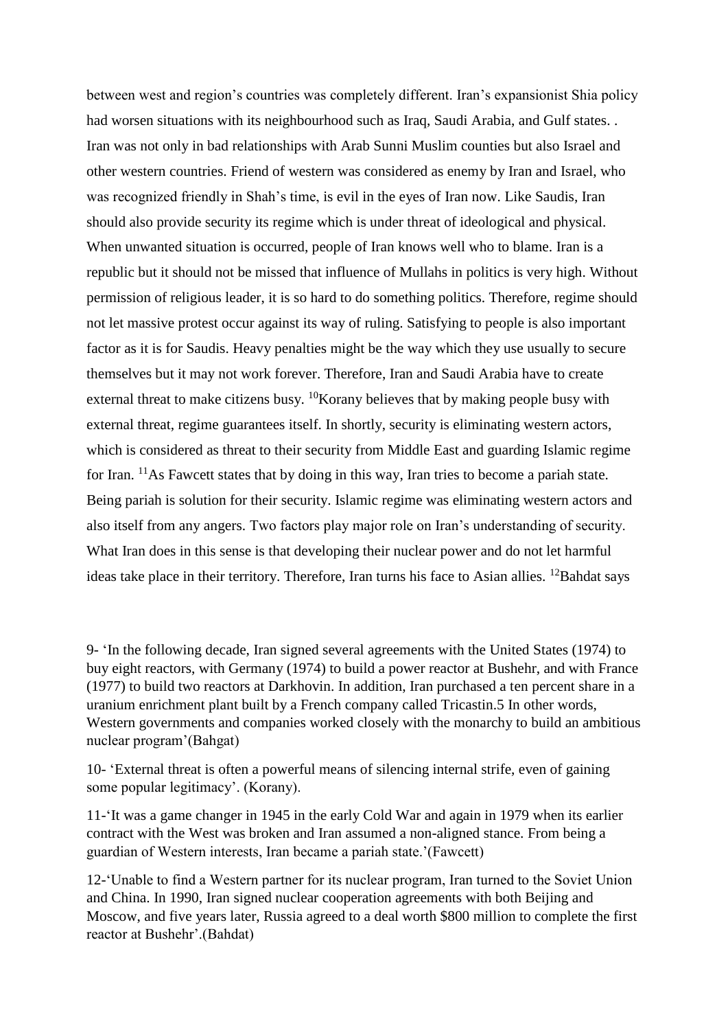between west and region's countries was completely different. Iran's expansionist Shia policy had worsen situations with its neighbourhood such as Iraq, Saudi Arabia, and Gulf states. . Iran was not only in bad relationships with Arab Sunni Muslim counties but also Israel and other western countries. Friend of western was considered as enemy by Iran and Israel, who was recognized friendly in Shah's time, is evil in the eyes of Iran now. Like Saudis, Iran should also provide security its regime which is under threat of ideological and physical. When unwanted situation is occurred, people of Iran knows well who to blame. Iran is a republic but it should not be missed that influence of Mullahs in politics is very high. Without permission of religious leader, it is so hard to do something politics. Therefore, regime should not let massive protest occur against its way of ruling. Satisfying to people is also important factor as it is for Saudis. Heavy penalties might be the way which they use usually to secure themselves but it may not work forever. Therefore, Iran and Saudi Arabia have to create external threat to make citizens busy. [10]Korany believes that by making people busy with external threat, regime guarantees itself. In shortly, security is eliminating western actors, which is considered as threat to their security from Middle East and guarding Islamic regime for Iran. [11]As Fawcett states that by doing in this way, Iran tries to become a pariah state. Being pariah is solution for their security. Islamic regime was eliminating western actors and also itself from any angers. Two factors play major role on Iran's understanding of security. What Iran does in this sense is that developing their nuclear power and do not let harmful ideas take place in their territory. Therefore, Iran turns his face to Asian allies. [12]Bahdat says

9- 'In the following decade, Iran signed several agreements with the United States (1974) to buy eight reactors, with Germany (1974) to build a power reactor at Bushehr, and with France (1977) to build two reactors at Darkhovin. In addition, Iran purchased a ten percent share in a uranium enrichment plant built by a French company called Tricastin.5 In other words, Western governments and companies worked closely with the monarchy to build an ambitious nuclear program'(Bahgat)

10- 'External threat is often a powerful means of silencing internal strife, even of gaining some popular legitimacy'. (Korany).

11-'It was a game changer in 1945 in the early Cold War and again in 1979 when its earlier contract with the West was broken and Iran assumed a non-aligned stance. From being a guardian of Western interests, Iran became a pariah state.'(Fawcett)

12-'Unable to find a Western partner for its nuclear program, Iran turned to the Soviet Union and China. In 1990, Iran signed nuclear cooperation agreements with both Beijing and Moscow, and five years later, Russia agreed to a deal worth $800 million to complete the first reactor at Bushehr'.(Bahdat)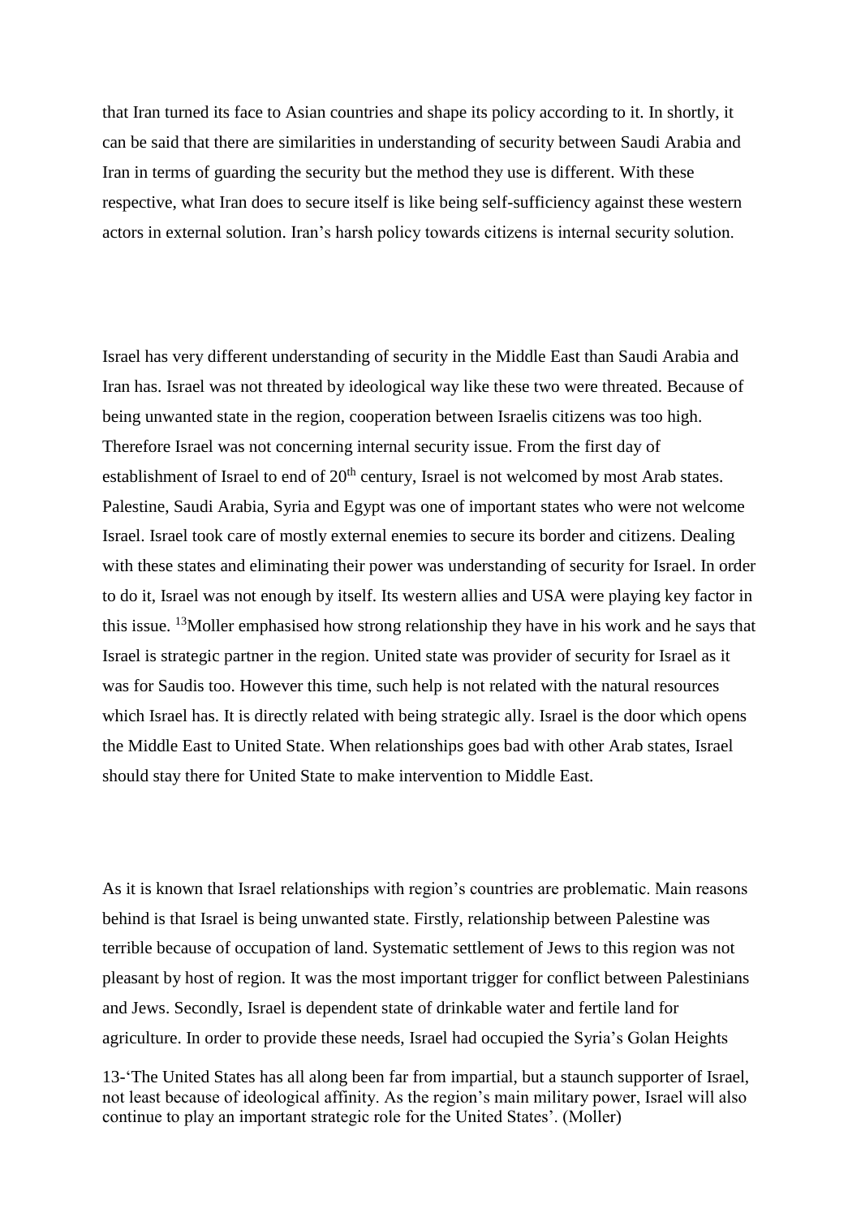that Iran turned its face to Asian countries and shape its policy according to it. In shortly, it can be said that there are similarities in understanding of security between Saudi Arabia and Iran in terms of guarding the security but the method they use is different. With these respective, what Iran does to secure itself is like being self-sufficiency against these western actors in external solution. Iran's harsh policy towards citizens is internal security solution.

Israel has very different understanding of security in the Middle East than Saudi Arabia and Iran has. Israel was not threated by ideological way like these two were threated. Because of being unwanted state in the region, cooperation between Israelis citizens was too high. Therefore Israel was not concerning internal security issue. From the first day of establishment of Israel to end of 20th century, Israel is not welcomed by most Arab states. Palestine, Saudi Arabia, Syria and Egypt was one of important states who were not welcome Israel. Israel took care of mostly external enemies to secure its border and citizens. Dealing with these states and eliminating their power was understanding of security for Israel. In order to do it, Israel was not enough by itself. Its western allies and USA were playing key factor in this issue. [13]Moller emphasised how strong relationship they have in his work and he says that Israel is strategic partner in the region. United state was provider of security for Israel as it was for Saudis too. However this time, such help is not related with the natural resources which Israel has. It is directly related with being strategic ally. Israel is the door which opens the Middle East to United State. When relationships goes bad with other Arab states, Israel should stay there for United State to make intervention to Middle East.

As it is known that Israel relationships with region's countries are problematic. Main reasons behind is that Israel is being unwanted state. Firstly, relationship between Palestine was terrible because of occupation of land. Systematic settlement of Jews to this region was not pleasant by host of region. It was the most important trigger for conflict between Palestinians and Jews. Secondly, Israel is dependent state of drinkable water and fertile land for agriculture. In order to provide these needs, Israel had occupied the Syria's Golan Heights

13-'The United States has all along been far from impartial, but a staunch supporter of Israel, not least because of ideological affinity. As the region's main military power, Israel will also continue to play an important strategic role for the United States'. (Moller)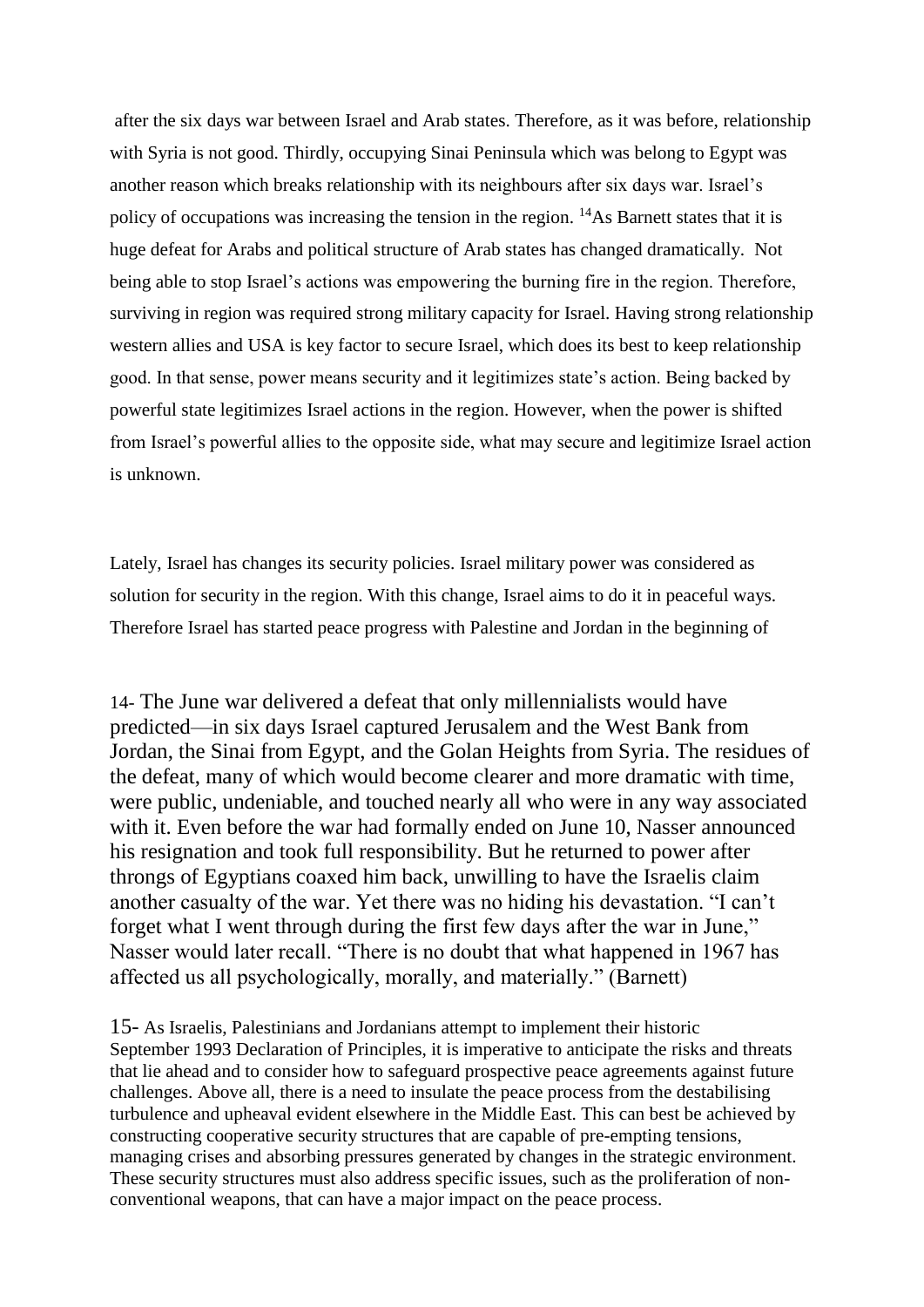after the six days war between Israel and Arab states. Therefore, as it was before, relationship with Syria is not good. Thirdly, occupying Sinai Peninsula which was belong to Egypt was another reason which breaks relationship with its neighbours after six days war. Israel's policy of occupations was increasing the tension in the region. [14]As Barnett states that it is huge defeat for Arabs and political structure of Arab states has changed dramatically. Not being able to stop Israel's actions was empowering the burning fire in the region. Therefore, surviving in region was required strong military capacity for Israel. Having strong relationship western allies and USA is key factor to secure Israel, which does its best to keep relationship good. In that sense, power means security and it legitimizes state's action. Being backed by powerful state legitimizes Israel actions in the region. However, when the power is shifted from Israel's powerful allies to the opposite side, what may secure and legitimize Israel action is unknown.

Lately, Israel has changes its security policies. Israel military power was considered as solution for security in the region. With this change, Israel aims to do it in peaceful ways. Therefore Israel has started peace progress with Palestine and Jordan in the beginning of

14- The June war delivered a defeat that only millennialists would have predicted—in six days Israel captured Jerusalem and the West Bank from Jordan, the Sinai from Egypt, and the Golan Heights from Syria. The residues of the defeat, many of which would become clearer and more dramatic with time, were public, undeniable, and touched nearly all who were in any way associated with it. Even before the war had formally ended on June 10, Nasser announced his resignation and took full responsibility. But he returned to power after throngs of Egyptians coaxed him back, unwilling to have the Israelis claim another casualty of the war. Yet there was no hiding his devastation. "I can't forget what I went through during the first few days after the war in June," Nasser would later recall. "There is no doubt that what happened in 1967 has affected us all psychologically, morally, and materially." (Barnett)

15- As Israelis, Palestinians and Jordanians attempt to implement their historic September 1993 Declaration of Principles, it is imperative to anticipate the risks and threats that lie ahead and to consider how to safeguard prospective peace agreements against future challenges. Above all, there is a need to insulate the peace process from the destabilising turbulence and upheaval evident elsewhere in the Middle East. This can best be achieved by constructing cooperative security structures that are capable of pre-empting tensions, managing crises and absorbing pressures generated by changes in the strategic environment. These security structures must also address specific issues, such as the proliferation of non-conventional weapons, that can have a major impact on the peace process.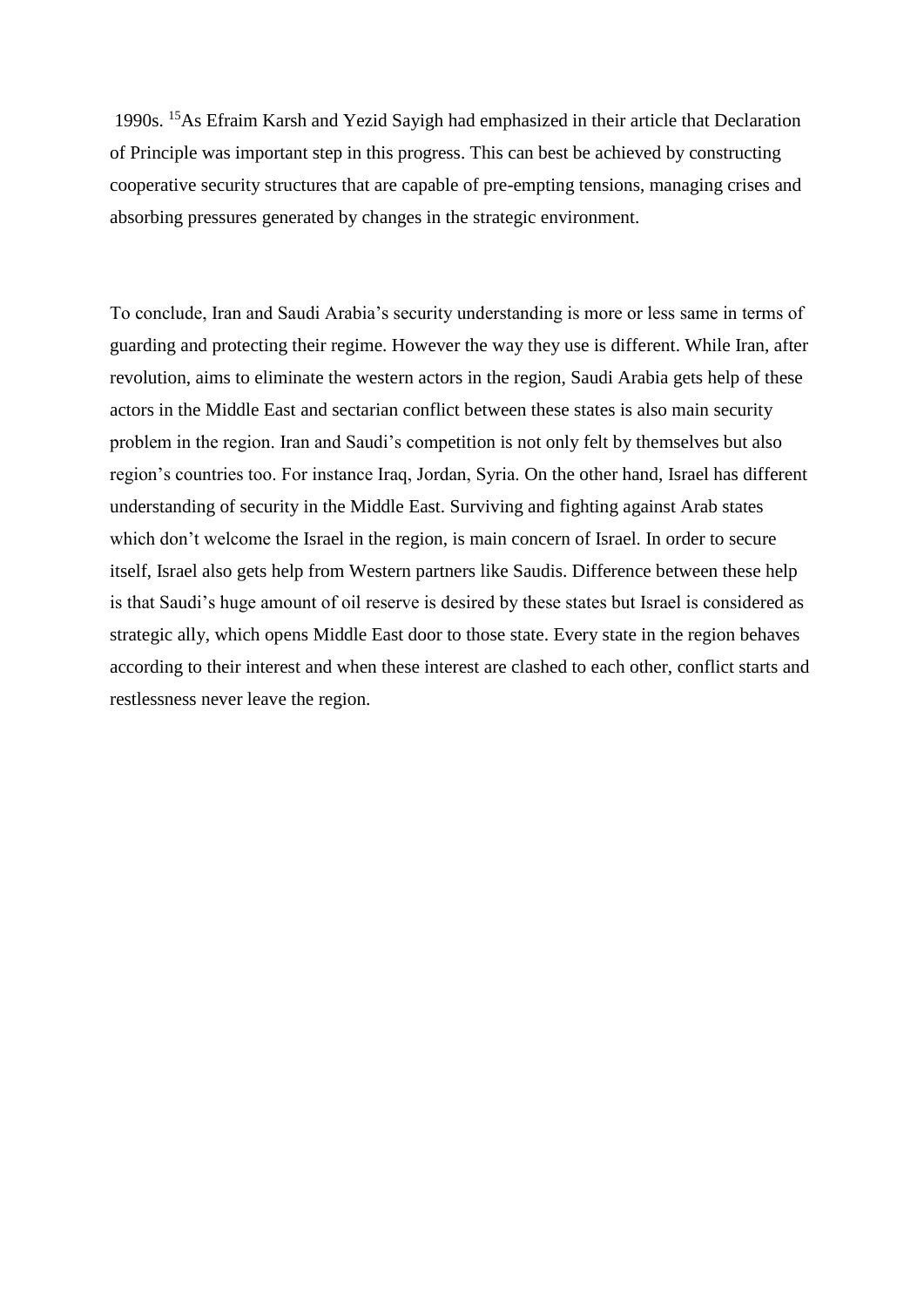1990s. [15]As Efraim Karsh and Yezid Sayigh had emphasized in their article that Declaration of Principle was important step in this progress. This can best be achieved by constructing cooperative security structures that are capable of pre-empting tensions, managing crises and absorbing pressures generated by changes in the strategic environment.

To conclude, Iran and Saudi Arabia's security understanding is more or less same in terms of guarding and protecting their regime. However the way they use is different. While Iran, after revolution, aims to eliminate the western actors in the region, Saudi Arabia gets help of these actors in the Middle East and sectarian conflict between these states is also main security problem in the region. Iran and Saudi's competition is not only felt by themselves but also region's countries too. For instance Iraq, Jordan, Syria. On the other hand, Israel has different understanding of security in the Middle East. Surviving and fighting against Arab states which don't welcome the Israel in the region, is main concern of Israel. In order to secure itself, Israel also gets help from Western partners like Saudis. Difference between these help is that Saudi's huge amount of oil reserve is desired by these states but Israel is considered as strategic ally, which opens Middle East door to those state. Every state in the region behaves according to their interest and when these interest are clashed to each other, conflict starts and restlessness never leave the region.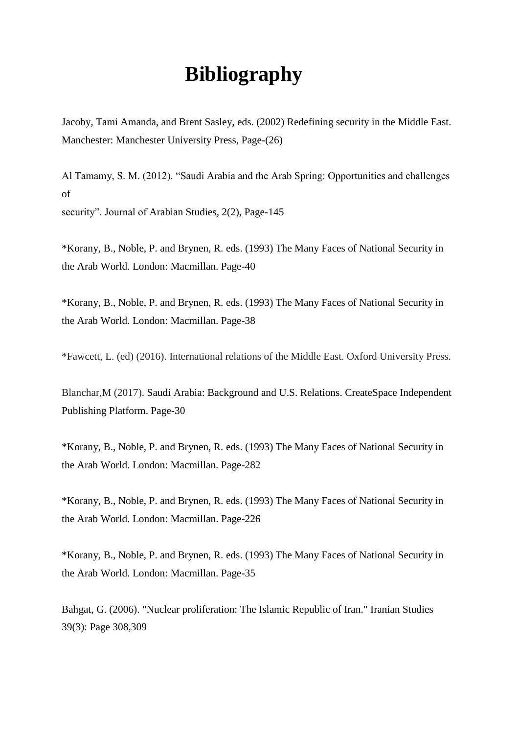# Bibliography

Jacoby, Tami Amanda, and Brent Sasley, eds. (2002) Redefining security in the Middle East. Manchester: Manchester University Press, Page-(26)

Al Tamamy, S. M. (2012). “Saudi Arabia and the Arab Spring: Opportunities and challenges of
security”. Journal of Arabian Studies, 2(2), Page-145

*Korany, B., Noble, P. and Brynen, R. eds. (1993) The Many Faces of National Security in the Arab World. London: Macmillan. Page-40

*Korany, B., Noble, P. and Brynen, R. eds. (1993) The Many Faces of National Security in the Arab World. London: Macmillan. Page-38

*Fawcett, L. (ed) (2016). International relations of the Middle East. Oxford University Press.

Blanchar,M (2017). Saudi Arabia: Background and U.S. Relations. CreateSpace Independent Publishing Platform. Page-30

*Korany, B., Noble, P. and Brynen, R. eds. (1993) The Many Faces of National Security in the Arab World. London: Macmillan. Page-282

*Korany, B., Noble, P. and Brynen, R. eds. (1993) The Many Faces of National Security in the Arab World. London: Macmillan. Page-226

*Korany, B., Noble, P. and Brynen, R. eds. (1993) The Many Faces of National Security in the Arab World. London: Macmillan. Page-35

Bahgat, G. (2006). "Nuclear proliferation: The Islamic Republic of Iran." Iranian Studies 39(3): Page 308,309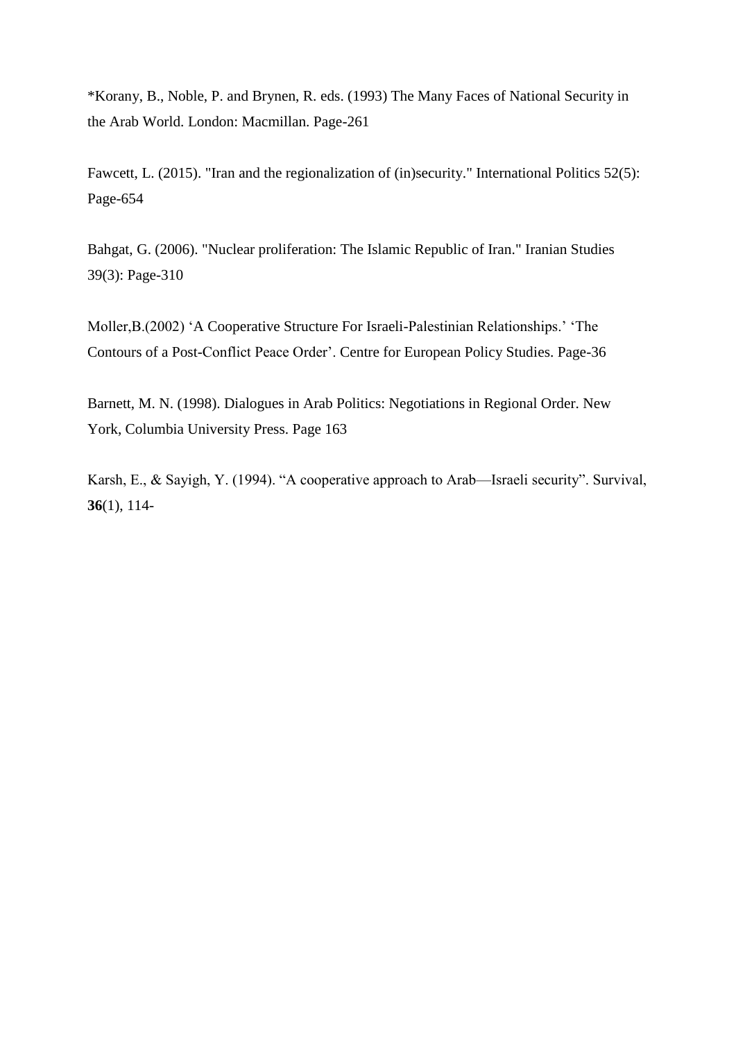*Korany, B., Noble, P. and Brynen, R. eds. (1993) The Many Faces of National Security in the Arab World. London: Macmillan. Page-261

Fawcett, L. (2015). "Iran and the regionalization of (in)security." International Politics 52(5): Page-654

Bahgat, G. (2006). "Nuclear proliferation: The Islamic Republic of Iran." Iranian Studies 39(3): Page-310

Moller,B.(2002) 'A Cooperative Structure For Israeli-Palestinian Relationships.' 'The Contours of a Post-Conflict Peace Order'. Centre for European Policy Studies. Page-36

Barnett, M. N. (1998). Dialogues in Arab Politics: Negotiations in Regional Order. New York, Columbia University Press. Page 163

Karsh, E., & Sayigh, Y. (1994). "A cooperative approach to Arab—Israeli security". Survival, **36**(1), 114-